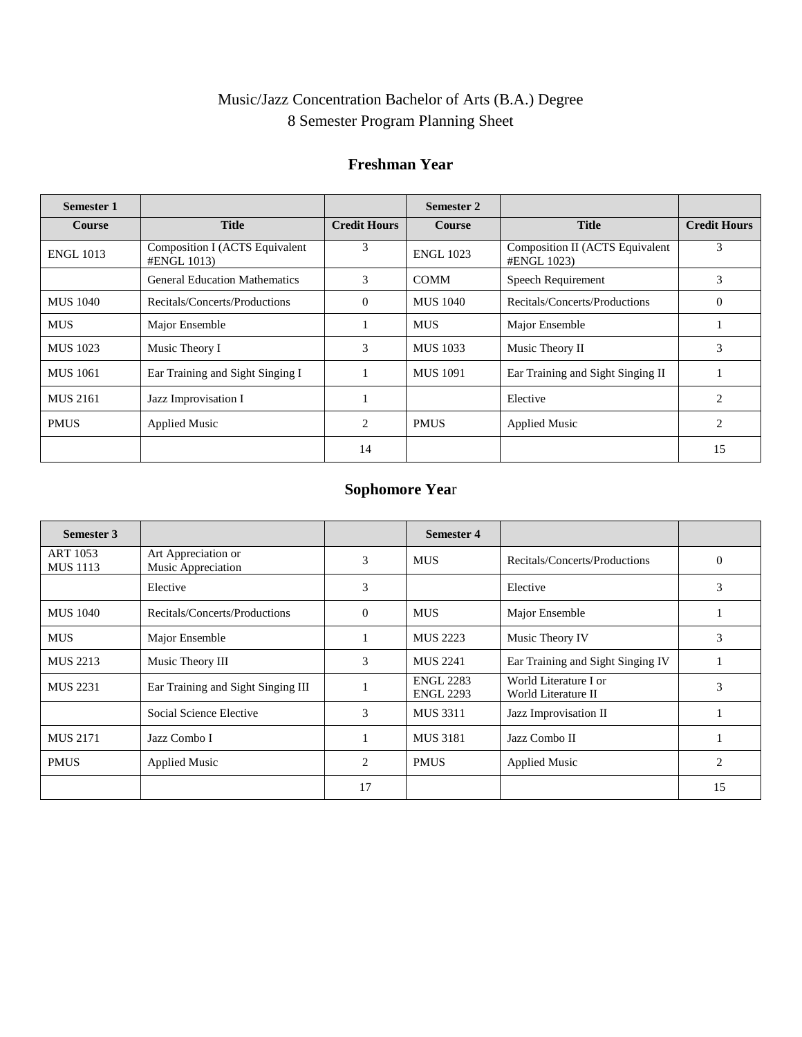Music/Jazz Concentration Bachelor of Arts (B.A.) Degree
8 Semester Program Planning Sheet

## Freshman Year

| Semester 1 | | | Semester 2 | | |
|---|---|---|---|---|---|
| Course | Title | Credit Hours | Course | Title | Credit Hours |
| ENGL 1013 | Composition I (ACTS Equivalent #ENGL 1013) | 3 | ENGL 1023 | Composition II (ACTS Equivalent #ENGL 1023) | 3 |
| | General Education Mathematics | 3 | COMM | Speech Requirement | 3 |
| MUS 1040 | Recitals/Concerts/Productions | 0 | MUS 1040 | Recitals/Concerts/Productions | 0 |
| MUS | Major Ensemble | 1 | MUS | Major Ensemble | 1 |
| MUS 1023 | Music Theory I | 3 | MUS 1033 | Music Theory II | 3 |
| MUS 1061 | Ear Training and Sight Singing I | 1 | MUS 1091 | Ear Training and Sight Singing II | 1 |
| MUS 2161 | Jazz Improvisation I | 1 | | Elective | 2 |
| PMUS | Applied Music | 2 | PMUS | Applied Music | 2 |
| | | 14 | | | 15 |

## Sophomore Year

| Semester 3 | | | Semester 4 | | |
|---|---|---|---|---|---|
| ART 1053<br>MUS 1113 | Art Appreciation or<br>Music Appreciation | 3 | MUS | Recitals/Concerts/Productions | 0 |
| | Elective | 3 | | Elective | 3 |
| MUS 1040 | Recitals/Concerts/Productions | 0 | MUS | Major Ensemble | 1 |
| MUS | Major Ensemble | 1 | MUS 2223 | Music Theory IV | 3 |
| MUS 2213 | Music Theory III | 3 | MUS 2241 | Ear Training and Sight Singing IV | 1 |
| MUS 2231 | Ear Training and Sight Singing III | 1 | ENGL 2283<br>ENGL 2293 | World Literature I or<br>World Literature II | 3 |
| | Social Science Elective | 3 | MUS 3311 | Jazz Improvisation II | 1 |
| MUS 2171 | Jazz Combo I | 1 | MUS 3181 | Jazz Combo II | 1 |
| PMUS | Applied Music | 2 | PMUS | Applied Music | 2 |
| | | 17 | | | 15 |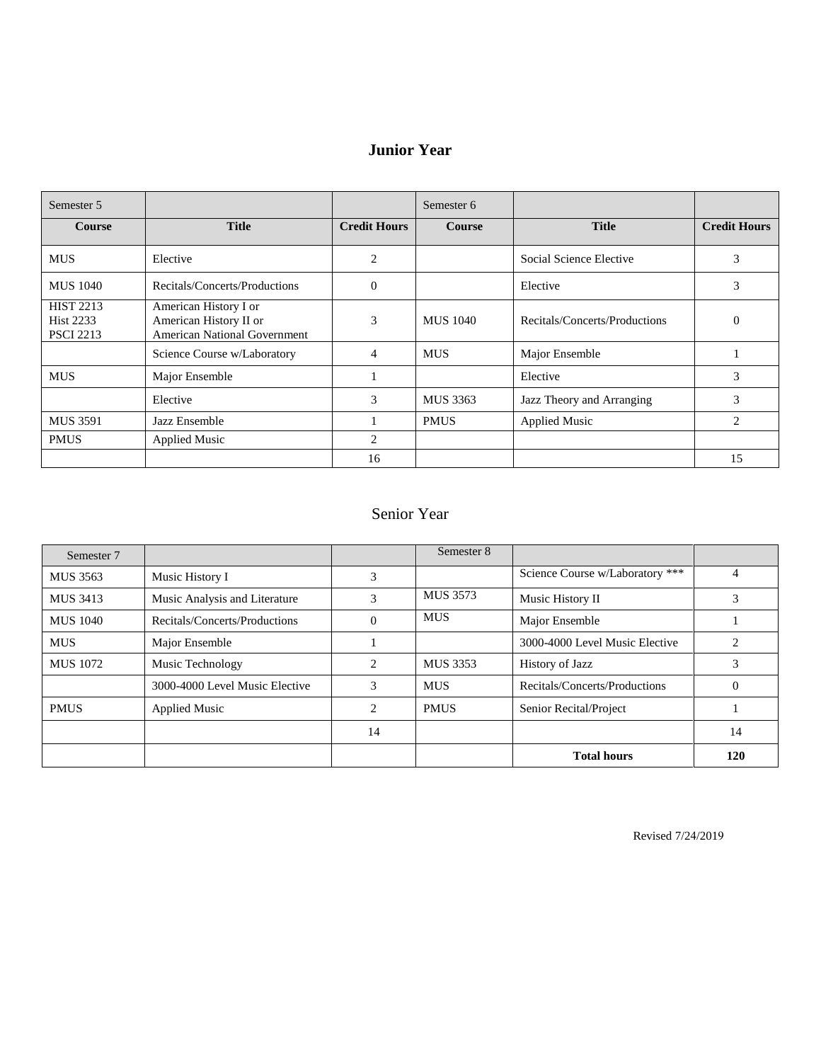## Junior Year

| Semester 5 | | | Semester 6 | | |
|---|---|---|---|---|---|
| **Course** | **Title** | **Credit Hours** | **Course** | **Title** | **Credit Hours** |
| MUS | Elective | 2 | | Social Science Elective | 3 |
| MUS 1040 | Recitals/Concerts/Productions | 0 | | Elective | 3 |
| HIST 2213 Hist 2233 PSCI 2213 | American History I or American History II or American National Government | 3 | MUS 1040 | Recitals/Concerts/Productions | 0 |
| | Science Course w/Laboratory | 4 | MUS | Major Ensemble | 1 |
| MUS | Major Ensemble | 1 | | Elective | 3 |
| | Elective | 3 | MUS 3363 | Jazz Theory and Arranging | 3 |
| MUS 3591 | Jazz Ensemble | 1 | PMUS | Applied Music | 2 |
| PMUS | Applied Music | 2 | | | |
| | | 16 | | | 15 |

## Senior Year

| Semester 7 | | | Semester 8 | | |
|---|---|---|---|---|---|
| MUS 3563 | Music History I | 3 | | Science Course w/Laboratory *** | 4 |
| MUS 3413 | Music Analysis and Literature | 3 | MUS 3573 | Music History II | 3 |
| MUS 1040 | Recitals/Concerts/Productions | 0 | MUS | Major Ensemble | 1 |
| MUS | Major Ensemble | 1 | | 3000-4000 Level Music Elective | 2 |
| MUS 1072 | Music Technology | 2 | MUS 3353 | History of Jazz | 3 |
| | 3000-4000 Level Music Elective | 3 | MUS | Recitals/Concerts/Productions | 0 |
| PMUS | Applied Music | 2 | PMUS | Senior Recital/Project | 1 |
| | | 14 | | | 14 |
| | | | | **Total hours** | **120** |

Revised 7/24/2019